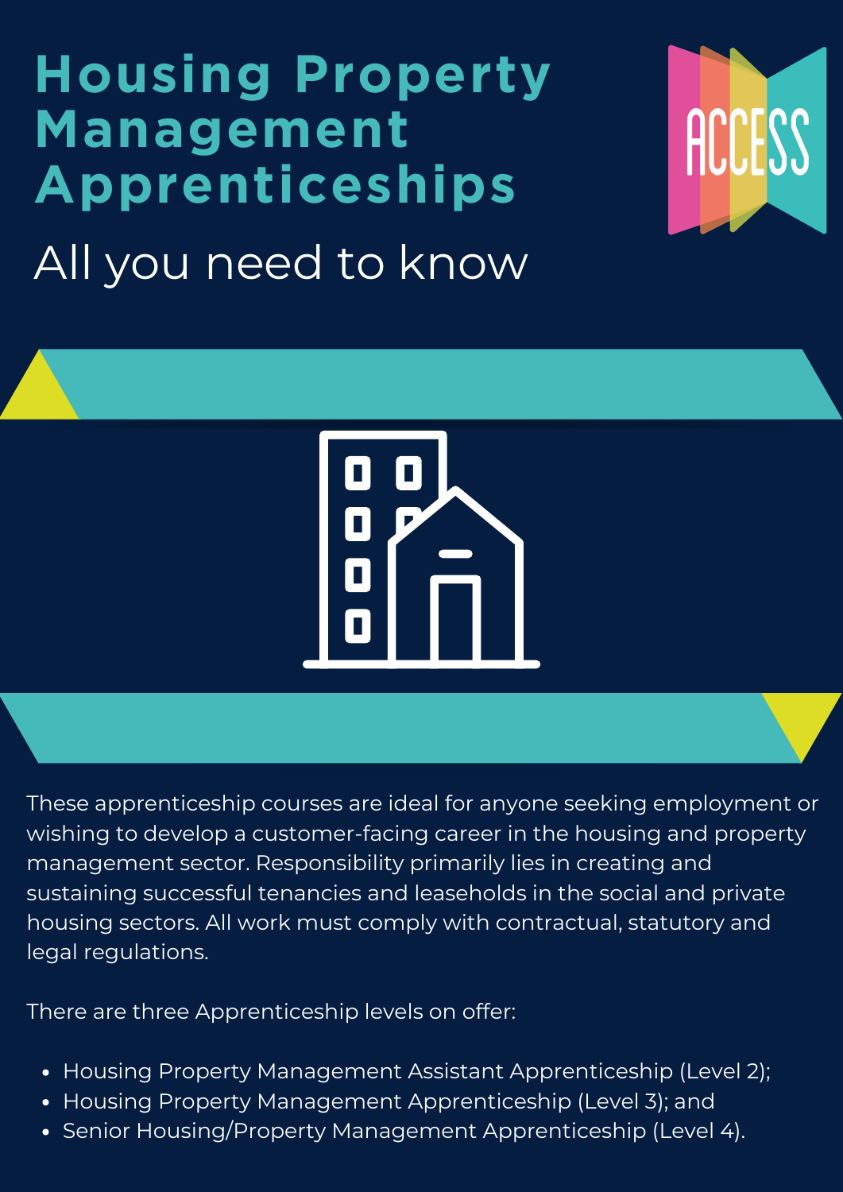# Housing Property Management Apprenticeships

## All you need to know

These apprenticeship courses are ideal for anyone seeking employment or wishing to develop a customer-facing career in the housing and property management sector. Responsibility primarily lies in creating and sustaining successful tenancies and leaseholds in the social and private housing sectors. All work must comply with contractual, statutory and legal regulations.

There are three Apprenticeship levels on offer:

- Housing Property Management Assistant Apprenticeship (Level 2);
- Housing Property Management Apprenticeship (Level 3); and
- Senior Housing/Property Management Apprenticeship (Level 4).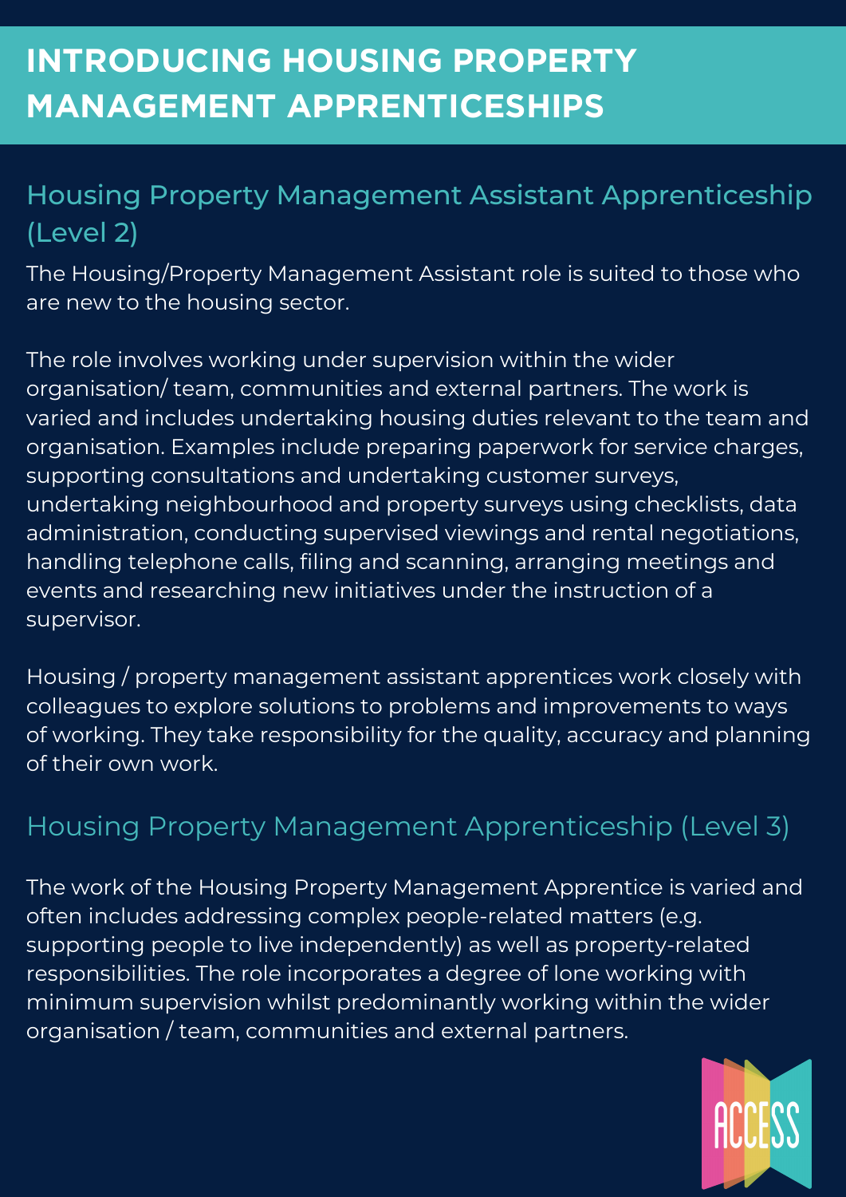# INTRODUCING HOUSING PROPERTY MANAGEMENT APPRENTICESHIPS

## Housing Property Management Assistant Apprenticeship (Level 2)

The Housing/Property Management Assistant role is suited to those who are new to the housing sector.

The role involves working under supervision within the wider organisation/ team, communities and external partners. The work is varied and includes undertaking housing duties relevant to the team and organisation. Examples include preparing paperwork for service charges, supporting consultations and undertaking customer surveys, undertaking neighbourhood and property surveys using checklists, data administration, conducting supervised viewings and rental negotiations, handling telephone calls, filing and scanning, arranging meetings and events and researching new initiatives under the instruction of a supervisor.

Housing / property management assistant apprentices work closely with colleagues to explore solutions to problems and improvements to ways of working. They take responsibility for the quality, accuracy and planning of their own work.

## Housing Property Management Apprenticeship (Level 3)

The work of the Housing Property Management Apprentice is varied and often includes addressing complex people-related matters (e.g. supporting people to live independently) as well as property-related responsibilities. The role incorporates a degree of lone working with minimum supervision whilst predominantly working within the wider organisation / team, communities and external partners.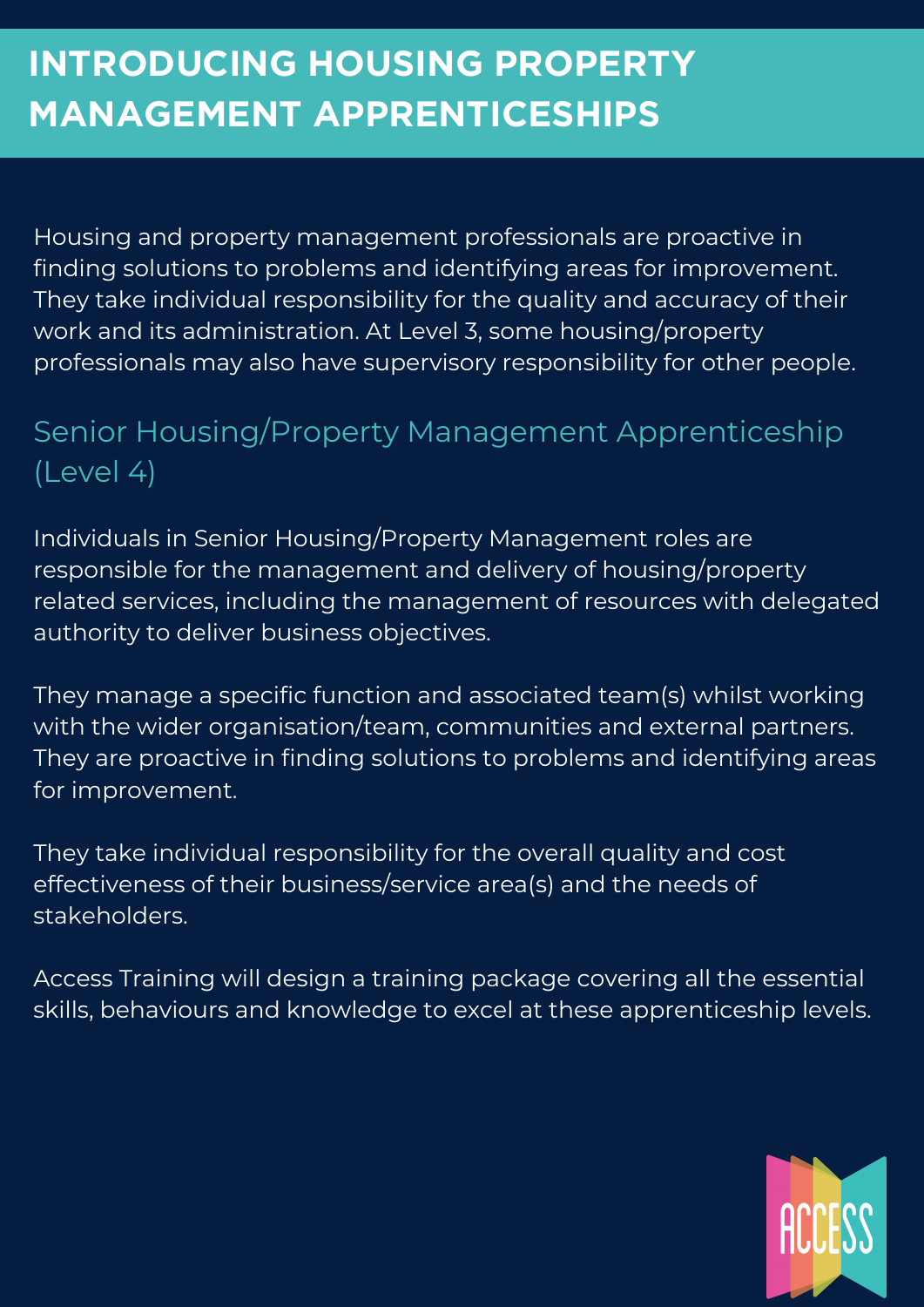# INTRODUCING HOUSING PROPERTY MANAGEMENT APPRENTICESHIPS

Housing and property management professionals are proactive in finding solutions to problems and identifying areas for improvement. They take individual responsibility for the quality and accuracy of their work and its administration. At Level 3, some housing/property professionals may also have supervisory responsibility for other people.

## Senior Housing/Property Management Apprenticeship (Level 4)

Individuals in Senior Housing/Property Management roles are responsible for the management and delivery of housing/property related services, including the management of resources with delegated authority to deliver business objectives.

They manage a specific function and associated team(s) whilst working with the wider organisation/team, communities and external partners. They are proactive in finding solutions to problems and identifying areas for improvement.

They take individual responsibility for the overall quality and cost effectiveness of their business/service area(s) and the needs of stakeholders.

Access Training will design a training package covering all the essential skills, behaviours and knowledge to excel at these apprenticeship levels.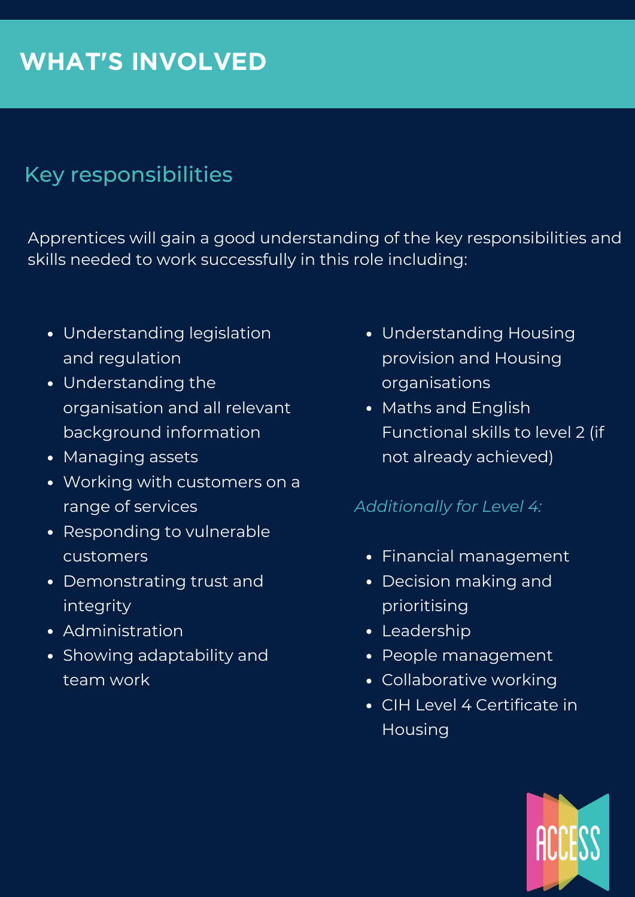# WHAT'S INVOLVED

## Key responsibilities

Apprentices will gain a good understanding of the key responsibilities and skills needed to work successfully in this role including:

- Understanding legislation and regulation
- Understanding the organisation and all relevant background information
- Managing assets
- Working with customers on a range of services
- Responding to vulnerable customers
- Demonstrating trust and integrity
- Administration
- Showing adaptability and team work
- Understanding Housing provision and Housing organisations
- Maths and English Functional skills to level 2 (if not already achieved)

*Additionally for Level 4:*

- Financial management
- Decision making and prioritising
- Leadership
- People management
- Collaborative working
- CIH Level 4 Certificate in Housing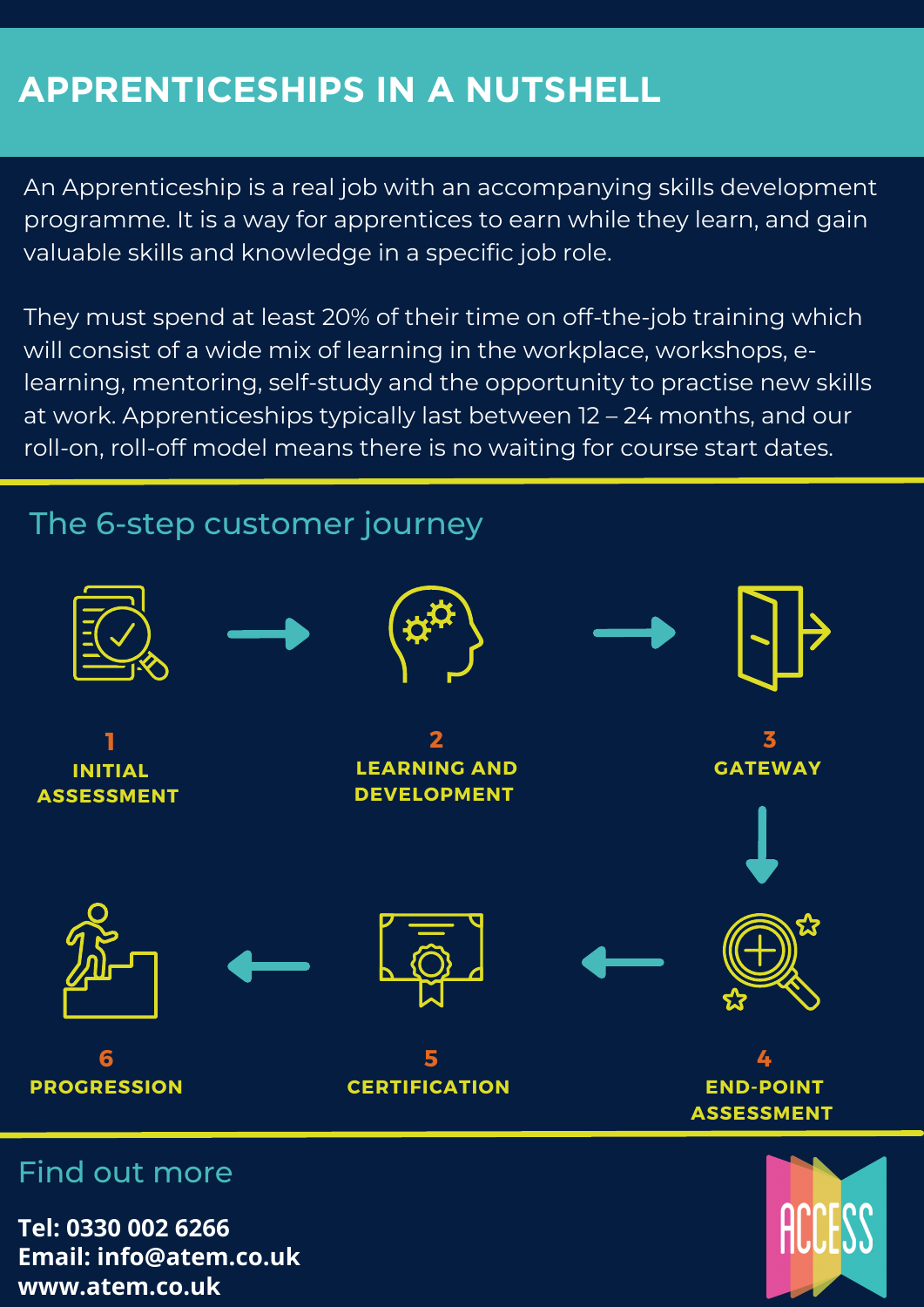# APPRENTICESHIPS IN A NUTSHELL

An Apprenticeship is a real job with an accompanying skills development programme. It is a way for apprentices to earn while they learn, and gain valuable skills and knowledge in a specific job role.

They must spend at least 20% of their time on off-the-job training which will consist of a wide mix of learning in the workplace, workshops, e-learning, mentoring, self-study and the opportunity to practise new skills at work. Apprenticeships typically last between 12 – 24 months, and our roll-on, roll-off model means there is no waiting for course start dates.

## The 6-step customer journey

1. **INITIAL ASSESSMENT**
2. **LEARNING AND DEVELOPMENT**
3. **GATEWAY**
4. **END-POINT ASSESSMENT**
5. **CERTIFICATION**
6. **PROGRESSION**

## Find out more

**Tel: 0330 002 6266**
**Email: info@atem.co.uk**
**www.atem.co.uk**

ACCESS